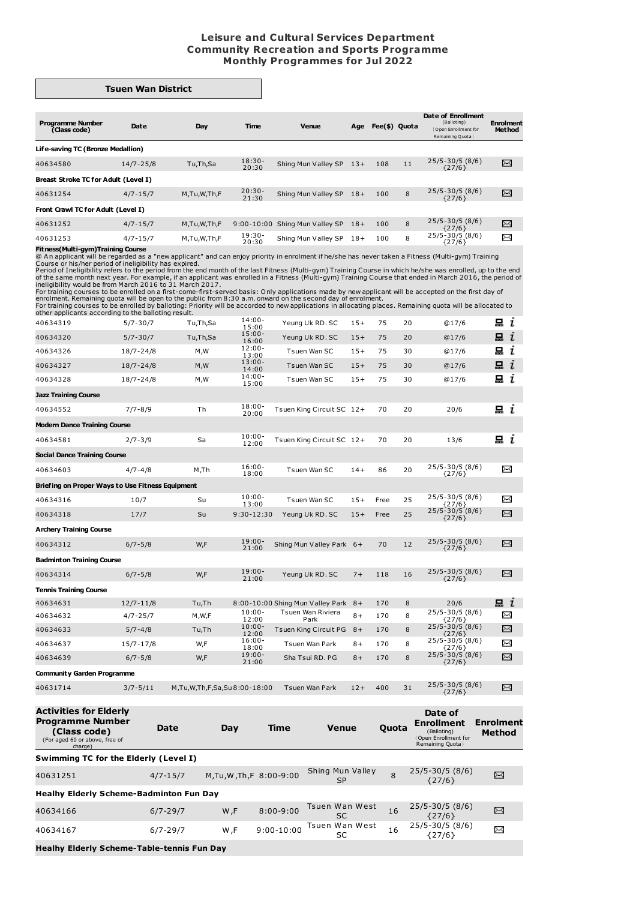# Leisure and Cultural Services Department
## Community Recreation and Sports Programme
## Monthly Programmes for Jul 2022

### Tsuen Wan District

| Programme Number (Class code) | Date | Day | Time | Venue | Age | Fee($) | Quota | Date of Enrollment (Balloting) {Open Enrollment for Remaining Quota} | Enrolment Method |
|---|---|---|---|---|---|---|---|---|---|
| **Life-saving TC (Bronze Medallion)** | | | | | | | | | |
| 40634580 | 14/7-25/8 | Tu,Th,Sa | 18:30-20:30 | Shing Mun Valley SP | 13+ | 108 | 11 | 25/5-30/5 (8/6) {27/6} | ✉ |
| **Breast Stroke TC for Adult (Level I)** | | | | | | | | | |
| 40631254 | 4/7-15/7 | M,Tu,W,Th,F | 20:30-21:30 | Shing Mun Valley SP | 18+ | 100 | 8 | 25/5-30/5 (8/6) {27/6} | ✉ |
| **Front Crawl TC for Adult (Level I)** | | | | | | | | | |
| 40631252 | 4/7-15/7 | M,Tu,W,Th,F | 9:00-10:00 | Shing Mun Valley SP | 18+ | 100 | 8 | 25/5-30/5 (8/6) {27/6} | ✉ |
| 40631253 | 4/7-15/7 | M,Tu,W,Th,F | 19:30-20:30 | Shing Mun Valley SP | 18+ | 100 | 8 | 25/5-30/5 (8/6) {27/6} | ✉ |

**Fitness(Multi-gym)Training Course**

@ An applicant will be regarded as a "new applicant" and can enjoy priority in enrolment if he/she has never taken a Fitness (Multi-gym) Training Course or his/her period of ineligibility has expired.
Period of Ineligibility refers to the period from the end month of the last Fitness (Multi-gym) Training Course in which he/she was enrolled, up to the end of the same month next year. For example, if an applicant was enrolled in a Fitness (Multi-gym) Training Course that ended in March 2016, the period of ineligibility would be from March 2016 to 31 March 2017.
For training courses to be enrolled on a first-come-first-served basis: Only applications made by new applicant will be accepted on the first day of enrolment. Remaining quota will be open to the public from 8:30 a.m. onward on the second day of enrolment.
For training courses to be enrolled by balloting: Priority will be accorded to new applications in allocating places. Remaining quota will be allocated to other applicants according to the balloting result.

| Programme Number (Class code) | Date | Day | Time | Venue | Age | Fee($) | Quota | Date of Enrollment (Balloting) {Open Enrollment for Remaining Quota} | Enrolment Method |
|---|---|---|---|---|---|---|---|---|---|
| 40634319 | 5/7-30/7 | Tu,Th,Sa | 14:00-15:00 | Yeung Uk RD. SC | 15+ | 75 | 20 | @17/6 | 💻 i |
| 40634320 | 5/7-30/7 | Tu,Th,Sa | 15:00-16:00 | Yeung Uk RD. SC | 15+ | 75 | 20 | @17/6 | 💻 i |
| 40634326 | 18/7-24/8 | M,W | 12:00-13:00 | Tsuen Wan SC | 15+ | 75 | 30 | @17/6 | 💻 i |
| 40634327 | 18/7-24/8 | M,W | 13:00-14:00 | Tsuen Wan SC | 15+ | 75 | 30 | @17/6 | 💻 i |
| 40634328 | 18/7-24/8 | M,W | 14:00-15:00 | Tsuen Wan SC | 15+ | 75 | 30 | @17/6 | 💻 i |
| **Jazz Training Course** | | | | | | | | | |
| 40634552 | 7/7-8/9 | Th | 18:00-20:00 | Tsuen King Circuit SC | 12+ | 70 | 20 | 20/6 | 💻 i |
| **Modern Dance Training Course** | | | | | | | | | |
| 40634581 | 2/7-3/9 | Sa | 10:00-12:00 | Tsuen King Circuit SC | 12+ | 70 | 20 | 13/6 | 💻 i |
| **Social Dance Training Course** | | | | | | | | | |
| 40634603 | 4/7-4/8 | M,Th | 16:00-18:00 | Tsuen Wan SC | 14+ | 86 | 20 | 25/5-30/5 (8/6) {27/6} | ✉ |
| **Briefing on Proper Ways to Use Fitness Equipment** | | | | | | | | | |
| 40634316 | 10/7 | Su | 10:00-13:00 | Tsuen Wan SC | 15+ | Free | 25 | 25/5-30/5 (8/6) {27/6} | ✉ |
| 40634318 | 17/7 | Su | 9:30-12:30 | Yeung Uk RD. SC | 15+ | Free | 25 | 25/5-30/5 (8/6) {27/6} | ✉ |
| **Archery Training Course** | | | | | | | | | |
| 40634312 | 6/7-5/8 | W,F | 19:00-21:00 | Shing Mun Valley Park | 6+ | 70 | 12 | 25/5-30/5 (8/6) {27/6} | ✉ |
| **Badminton Training Course** | | | | | | | | | |
| 40634314 | 6/7-5/8 | W,F | 19:00-21:00 | Yeung Uk RD. SC | 7+ | 118 | 16 | 25/5-30/5 (8/6) {27/6} | ✉ |
| **Tennis Training Course** | | | | | | | | | |
| 40634631 | 12/7-11/8 | Tu,Th | 8:00-10:00 | Shing Mun Valley Park | 8+ | 170 | 8 | 20/6 | 💻 i |
| 40634632 | 4/7-25/7 | M,W,F | 10:00-12:00 | Tsuen Wan Riviera Park | 8+ | 170 | 8 | 25/5-30/5 (8/6) {27/6} | ✉ |
| 40634633 | 5/7-4/8 | Tu,Th | 10:00-12:00 | Tsuen King Circuit PG | 8+ | 170 | 8 | 25/5-30/5 (8/6) {27/6} | ✉ |
| 40634637 | 15/7-17/8 | W,F | 16:00-18:00 | Tsuen Wan Park | 8+ | 170 | 8 | 25/5-30/5 (8/6) {27/6} | ✉ |
| 40634639 | 6/7-5/8 | W,F | 19:00-21:00 | Sha Tsui RD. PG | 8+ | 170 | 8 | 25/5-30/5 (8/6) {27/6} | ✉ |
| **Community Garden Programme** | | | | | | | | | |
| 40631714 | 3/7-5/11 | M,Tu,W,Th,F,Sa,Su | 8:00-18:00 | Tsuen Wan Park | 12+ | 400 | 31 | 25/5-30/5 (8/6) {27/6} | ✉ |

### Activities for Elderly

| Programme Number (Class code) (For aged 60 or above, free of charge) | Date | Day | Time | Venue | Quota | Date of Enrollment (Balloting) {Open Enrollment for Remaining Quota} | Enrolment Method |
|---|---|---|---|---|---|---|---|
| **Swimming TC for the Elderly (Level I)** | | | | | | | |
| 40631251 | 4/7-15/7 | M,Tu,W,Th,F | 8:00-9:00 | Shing Mun Valley SP | 8 | 25/5-30/5 (8/6) {27/6} | ✉ |
| **Healhy Elderly Scheme-Badminton Fun Day** | | | | | | | |
| 40634166 | 6/7-29/7 | W,F | 8:00-9:00 | Tsuen Wan West SC | 16 | 25/5-30/5 (8/6) {27/6} | ✉ |
| 40634167 | 6/7-29/7 | W,F | 9:00-10:00 | Tsuen Wan West SC | 16 | 25/5-30/5 (8/6) {27/6} | ✉ |
| **Healhy Elderly Scheme-Table-tennis Fun Day** | | | | | | | |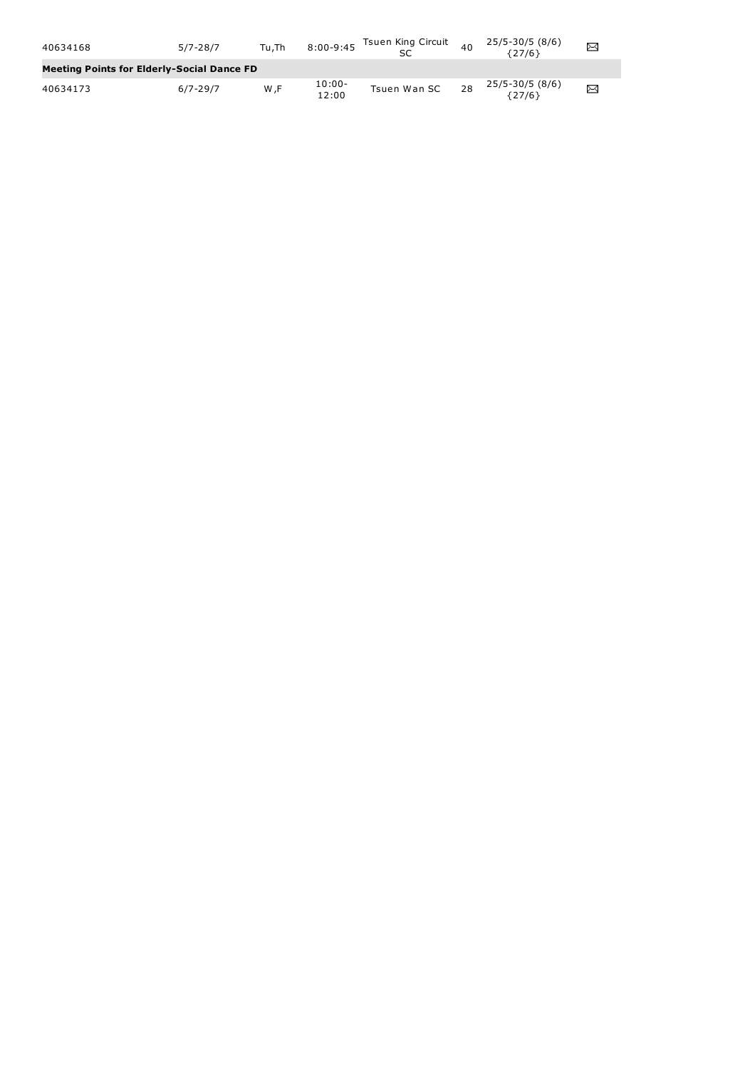| | | | | | | | |
|---|---|---|---|---|---|---|---|
| 40634168 | 5/7-28/7 | Tu,Th | 8:00-9:45 | Tsuen King Circuit SC | 40 | 25/5-30/5 (8/6) {27/6} | ✉ |
| **Meeting Points for Elderly-Social Dance FD** | | | | | | | |
| 40634173 | 6/7-29/7 | W,F | 10:00-12:00 | Tsuen Wan SC | 28 | 25/5-30/5 (8/6) {27/6} | ✉ |